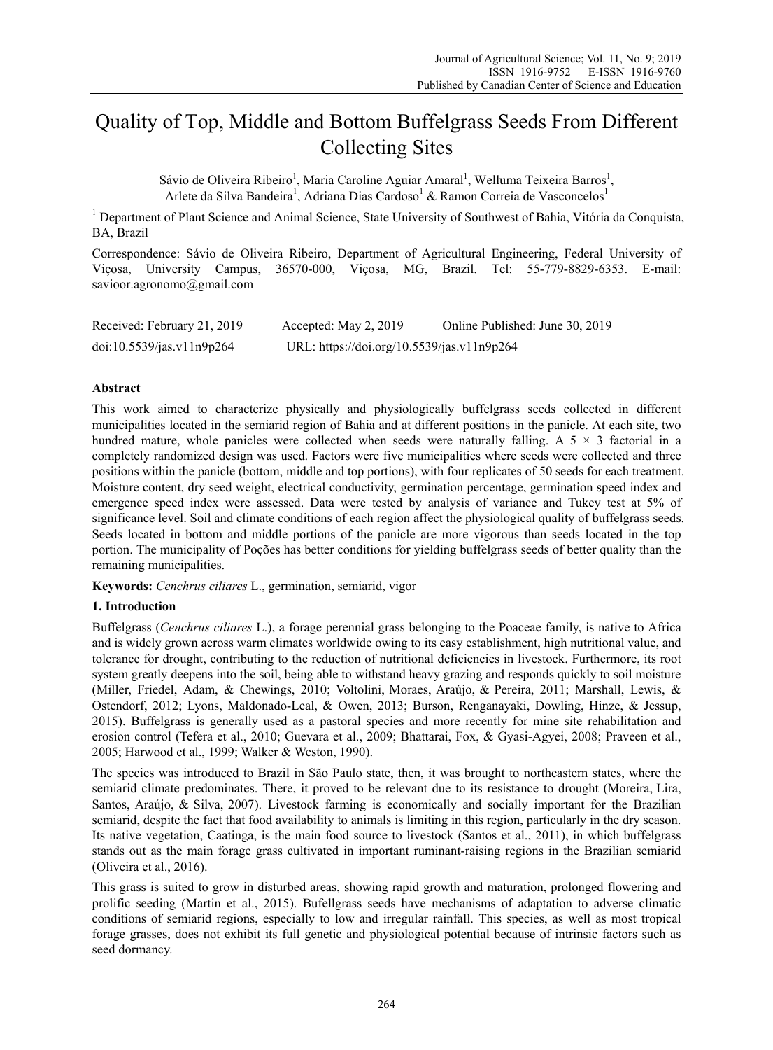# Quality of Top, Middle and Bottom Buffelgrass Seeds From Different Collecting Sites

Sávio de Oliveira Ribeiro[1], Maria Caroline Aguiar Amaral[1], Welluma Teixeira Barros[1], Arlete da Silva Bandeira[1], Adriana Dias Cardoso[1] & Ramon Correia de Vasconcelos[1]

[1] Department of Plant Science and Animal Science, State University of Southwest of Bahia, Vitória da Conquista, BA, Brazil

Correspondence: Sávio de Oliveira Ribeiro, Department of Agricultural Engineering, Federal University of Viçosa, University Campus, 36570-000, Viçosa, MG, Brazil. Tel: 55-779-8829-6353. E-mail: savioor.agronomo@gmail.com

| Received: February 21, 2019 | Accepted: May 2, 2019 | Online Published: June 30, 2019 |
|---|---|---|
| doi:10.5539/jas.v11n9p264 | URL: https://doi.org/10.5539/jas.v11n9p264 | |

## Abstract

This work aimed to characterize physically and physiologically buffelgrass seeds collected in different municipalities located in the semiarid region of Bahia and at different positions in the panicle. At each site, two hundred mature, whole panicles were collected when seeds were naturally falling. A $5 \times 3$ factorial in a completely randomized design was used. Factors were five municipalities where seeds were collected and three positions within the panicle (bottom, middle and top portions), with four replicates of 50 seeds for each treatment. Moisture content, dry seed weight, electrical conductivity, germination percentage, germination speed index and emergence speed index were assessed. Data were tested by analysis of variance and Tukey test at 5% of significance level. Soil and climate conditions of each region affect the physiological quality of buffelgrass seeds. Seeds located in bottom and middle portions of the panicle are more vigorous than seeds located in the top portion. The municipality of Poções has better conditions for yielding buffelgrass seeds of better quality than the remaining municipalities.

**Keywords:** *Cenchrus ciliares* L., germination, semiarid, vigor

## 1. Introduction

Buffelgrass (*Cenchrus ciliares* L.), a forage perennial grass belonging to the Poaceae family, is native to Africa and is widely grown across warm climates worldwide owing to its easy establishment, high nutritional value, and tolerance for drought, contributing to the reduction of nutritional deficiencies in livestock. Furthermore, its root system greatly deepens into the soil, being able to withstand heavy grazing and responds quickly to soil moisture (Miller, Friedel, Adam, & Chewings, 2010; Voltolini, Moraes, Araújo, & Pereira, 2011; Marshall, Lewis, & Ostendorf, 2012; Lyons, Maldonado-Leal, & Owen, 2013; Burson, Renganayaki, Dowling, Hinze, & Jessup, 2015). Buffelgrass is generally used as a pastoral species and more recently for mine site rehabilitation and erosion control (Tefera et al., 2010; Guevara et al., 2009; Bhattarai, Fox, & Gyasi-Agyei, 2008; Praveen et al., 2005; Harwood et al., 1999; Walker & Weston, 1990).

The species was introduced to Brazil in São Paulo state, then, it was brought to northeastern states, where the semiarid climate predominates. There, it proved to be relevant due to its resistance to drought (Moreira, Lira, Santos, Araújo, & Silva, 2007). Livestock farming is economically and socially important for the Brazilian semiarid, despite the fact that food availability to animals is limiting in this region, particularly in the dry season. Its native vegetation, Caatinga, is the main food source to livestock (Santos et al., 2011), in which buffelgrass stands out as the main forage grass cultivated in important ruminant-raising regions in the Brazilian semiarid (Oliveira et al., 2016).

This grass is suited to grow in disturbed areas, showing rapid growth and maturation, prolonged flowering and prolific seeding (Martin et al., 2015). Bufellgrass seeds have mechanisms of adaptation to adverse climatic conditions of semiarid regions, especially to low and irregular rainfall. This species, as well as most tropical forage grasses, does not exhibit its full genetic and physiological potential because of intrinsic factors such as seed dormancy.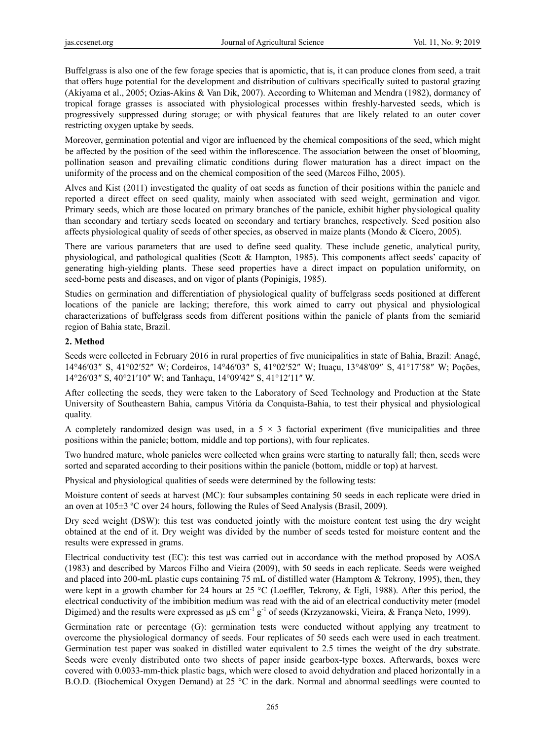Buffelgrass is also one of the few forage species that is apomictic, that is, it can produce clones from seed, a trait that offers huge potential for the development and distribution of cultivars specifically suited to pastoral grazing (Akiyama et al., 2005; Ozias-Akins & Van Dik, 2007). According to Whiteman and Mendra (1982), dormancy of tropical forage grasses is associated with physiological processes within freshly-harvested seeds, which is progressively suppressed during storage; or with physical features that are likely related to an outer cover restricting oxygen uptake by seeds.

Moreover, germination potential and vigor are influenced by the chemical compositions of the seed, which might be affected by the position of the seed within the inflorescence. The association between the onset of blooming, pollination season and prevailing climatic conditions during flower maturation has a direct impact on the uniformity of the process and on the chemical composition of the seed (Marcos Filho, 2005).

Alves and Kist (2011) investigated the quality of oat seeds as function of their positions within the panicle and reported a direct effect on seed quality, mainly when associated with seed weight, germination and vigor. Primary seeds, which are those located on primary branches of the panicle, exhibit higher physiological quality than secondary and tertiary seeds located on secondary and tertiary branches, respectively. Seed position also affects physiological quality of seeds of other species, as observed in maize plants (Mondo & Cícero, 2005).

There are various parameters that are used to define seed quality. These include genetic, analytical purity, physiological, and pathological qualities (Scott & Hampton, 1985). This components affect seeds' capacity of generating high-yielding plants. These seed properties have a direct impact on population uniformity, on seed-borne pests and diseases, and on vigor of plants (Popinigis, 1985).

Studies on germination and differentiation of physiological quality of buffelgrass seeds positioned at different locations of the panicle are lacking; therefore, this work aimed to carry out physical and physiological characterizations of buffelgrass seeds from different positions within the panicle of plants from the semiarid region of Bahia state, Brazil.

## 2. Method

Seeds were collected in February 2016 in rural properties of five municipalities in state of Bahia, Brazil: Anagé, 14°46′03″ S, 41°02′52″ W; Cordeiros, 14°46′03″ S, 41°02′52″ W; Ituaçu, 13°48′09″ S, 41°17′58″ W; Poções, 14°26′03″ S, 40°21′10″ W; and Tanhaçu, 14°09′42″ S, 41°12′11″ W.

After collecting the seeds, they were taken to the Laboratory of Seed Technology and Production at the State University of Southeastern Bahia, campus Vitória da Conquista-Bahia, to test their physical and physiological quality.

A completely randomized design was used, in a 5 × 3 factorial experiment (five municipalities and three positions within the panicle; bottom, middle and top portions), with four replicates.

Two hundred mature, whole panicles were collected when grains were starting to naturally fall; then, seeds were sorted and separated according to their positions within the panicle (bottom, middle or top) at harvest.

Physical and physiological qualities of seeds were determined by the following tests:

Moisture content of seeds at harvest (MC): four subsamples containing 50 seeds in each replicate were dried in an oven at 105±3 ºC over 24 hours, following the Rules of Seed Analysis (Brasil, 2009).

Dry seed weight (DSW): this test was conducted jointly with the moisture content test using the dry weight obtained at the end of it. Dry weight was divided by the number of seeds tested for moisture content and the results were expressed in grams.

Electrical conductivity test (EC): this test was carried out in accordance with the method proposed by AOSA (1983) and described by Marcos Filho and Vieira (2009), with 50 seeds in each replicate. Seeds were weighed and placed into 200-mL plastic cups containing 75 mL of distilled water (Hamptom & Tekrony, 1995), then, they were kept in a growth chamber for 24 hours at 25 °C (Loeffler, Tekrony, & Egli, 1988). After this period, the electrical conductivity of the imbibition medium was read with the aid of an electrical conductivity meter (model Digimed) and the results were expressed as $\mu S\ cm^{-1}\ g^{-1}$ of seeds (Krzyzanowski, Vieira, & França Neto, 1999).

Germination rate or percentage (G): germination tests were conducted without applying any treatment to overcome the physiological dormancy of seeds. Four replicates of 50 seeds each were used in each treatment. Germination test paper was soaked in distilled water equivalent to 2.5 times the weight of the dry substrate. Seeds were evenly distributed onto two sheets of paper inside gearbox-type boxes. Afterwards, boxes were covered with 0.0033-mm-thick plastic bags, which were closed to avoid dehydration and placed horizontally in a B.O.D. (Biochemical Oxygen Demand) at 25 °C in the dark. Normal and abnormal seedlings were counted to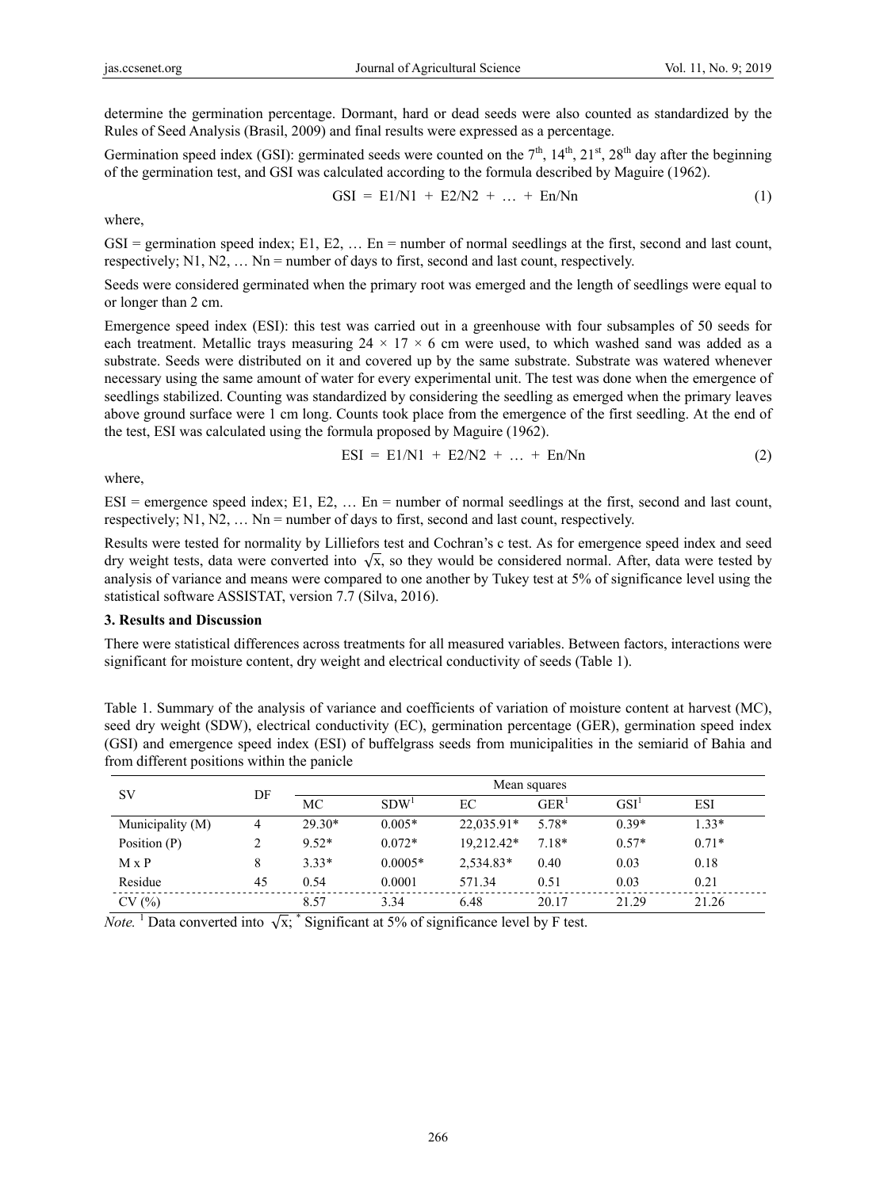determine the germination percentage. Dormant, hard or dead seeds were also counted as standardized by the Rules of Seed Analysis (Brasil, 2009) and final results were expressed as a percentage.

Germination speed index (GSI): germinated seeds were counted on the 7th, 14th, 21st, 28th day after the beginning of the germination test, and GSI was calculated according to the formula described by Maguire (1962).

$$GSI = E1/N1 + E2/N2 + \ldots + En/Nn \tag{1}$$

where,

GSI = germination speed index; E1, E2, … En = number of normal seedlings at the first, second and last count, respectively; N1, N2, … Nn = number of days to first, second and last count, respectively.

Seeds were considered germinated when the primary root was emerged and the length of seedlings were equal to or longer than 2 cm.

Emergence speed index (ESI): this test was carried out in a greenhouse with four subsamples of 50 seeds for each treatment. Metallic trays measuring 24 × 17 × 6 cm were used, to which washed sand was added as a substrate. Seeds were distributed on it and covered up by the same substrate. Substrate was watered whenever necessary using the same amount of water for every experimental unit. The test was done when the emergence of seedlings stabilized. Counting was standardized by considering the seedling as emerged when the primary leaves above ground surface were 1 cm long. Counts took place from the emergence of the first seedling. At the end of the test, ESI was calculated using the formula proposed by Maguire (1962).

$$ESI = E1/N1 + E2/N2 + \ldots + En/Nn \tag{2}$$

where,

ESI = emergence speed index; E1, E2, … En = number of normal seedlings at the first, second and last count, respectively; N1, N2, … Nn = number of days to first, second and last count, respectively.

Results were tested for normality by Lilliefors test and Cochran's c test. As for emergence speed index and seed dry weight tests, data were converted into $\sqrt{x}$, so they would be considered normal. After, data were tested by analysis of variance and means were compared to one another by Tukey test at 5% of significance level using the statistical software ASSISTAT, version 7.7 (Silva, 2016).

## 3. Results and Discussion

There were statistical differences across treatments for all measured variables. Between factors, interactions were significant for moisture content, dry weight and electrical conductivity of seeds (Table 1).

Table 1. Summary of the analysis of variance and coefficients of variation of moisture content at harvest (MC), seed dry weight (SDW), electrical conductivity (EC), germination percentage (GER), germination speed index (GSI) and emergence speed index (ESI) of buffelgrass seeds from municipalities in the semiarid of Bahia and from different positions within the panicle

| SV | DF | Mean squares | | | | | |
|---|---|---|---|---|---|---|---|
| | | MC | SDW[1] | EC | GER[1] | GSI[1] | ESI |
| Municipality (M) | 4 | 29.30* | 0.005* | 22,035.91* | 5.78* | 0.39* | 1.33* |
| Position (P) | 2 | 9.52* | 0.072* | 19,212.42* | 7.18* | 0.57* | 0.71* |
| M x P | 8 | 3.33* | 0.0005* | 2,534.83* | 0.40 | 0.03 | 0.18 |
| Residue | 45 | 0.54 | 0.0001 | 571.34 | 0.51 | 0.03 | 0.21 |
| CV (%) | | 8.57 | 3.34 | 6.48 | 20.17 | 21.29 | 21.26 |

*Note.* [1] Data converted into $\sqrt{x}$; * Significant at 5% of significance level by F test.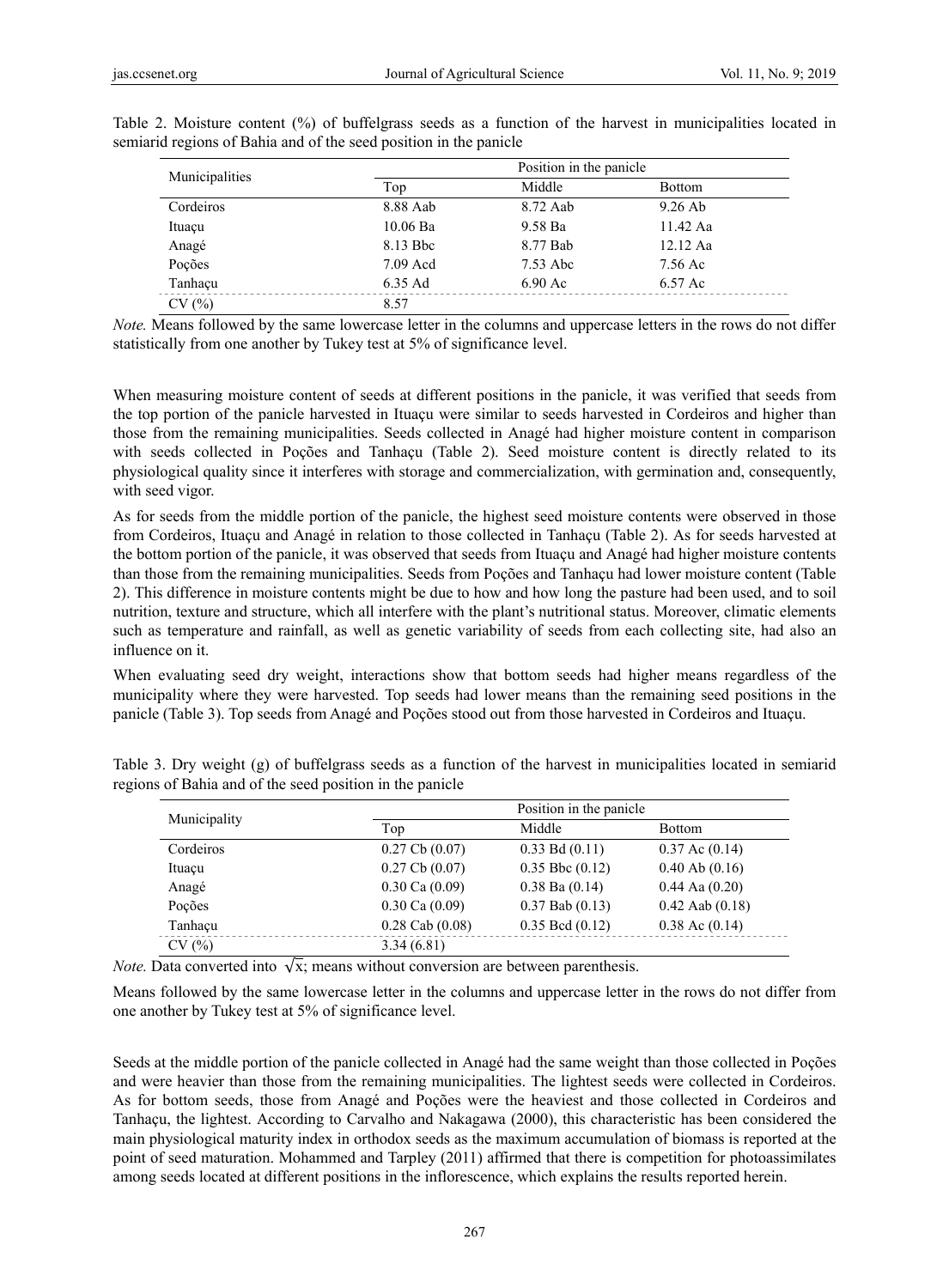Table 2. Moisture content (%) of buffelgrass seeds as a function of the harvest in municipalities located in semiarid regions of Bahia and of the seed position in the panicle

| Municipalities | Position in the panicle | | |
|---|---|---|---|
| | Top | Middle | Bottom |
| Cordeiros | 8.88 Aab | 8.72 Aab | 9.26 Ab |
| Ituaçu | 10.06 Ba | 9.58 Ba | 11.42 Aa |
| Anagé | 8.13 Bbc | 8.77 Bab | 12.12 Aa |
| Poções | 7.09 Acd | 7.53 Abc | 7.56 Ac |
| Tanhaçu | 6.35 Ad | 6.90 Ac | 6.57 Ac |
| CV (%) | 8.57 | | |

*Note.* Means followed by the same lowercase letter in the columns and uppercase letters in the rows do not differ statistically from one another by Tukey test at 5% of significance level.

When measuring moisture content of seeds at different positions in the panicle, it was verified that seeds from the top portion of the panicle harvested in Ituaçu were similar to seeds harvested in Cordeiros and higher than those from the remaining municipalities. Seeds collected in Anagé had higher moisture content in comparison with seeds collected in Poções and Tanhaçu (Table 2). Seed moisture content is directly related to its physiological quality since it interferes with storage and commercialization, with germination and, consequently, with seed vigor.

As for seeds from the middle portion of the panicle, the highest seed moisture contents were observed in those from Cordeiros, Ituaçu and Anagé in relation to those collected in Tanhaçu (Table 2). As for seeds harvested at the bottom portion of the panicle, it was observed that seeds from Ituaçu and Anagé had higher moisture contents than those from the remaining municipalities. Seeds from Poções and Tanhaçu had lower moisture content (Table 2). This difference in moisture contents might be due to how and how long the pasture had been used, and to soil nutrition, texture and structure, which all interfere with the plant's nutritional status. Moreover, climatic elements such as temperature and rainfall, as well as genetic variability of seeds from each collecting site, had also an influence on it.

When evaluating seed dry weight, interactions show that bottom seeds had higher means regardless of the municipality where they were harvested. Top seeds had lower means than the remaining seed positions in the panicle (Table 3). Top seeds from Anagé and Poções stood out from those harvested in Cordeiros and Ituaçu.

Table 3. Dry weight (g) of buffelgrass seeds as a function of the harvest in municipalities located in semiarid regions of Bahia and of the seed position in the panicle

| Municipality | Position in the panicle | | |
|---|---|---|---|
| | Top | Middle | Bottom |
| Cordeiros | 0.27 Cb (0.07) | 0.33 Bd (0.11) | 0.37 Ac (0.14) |
| Ituaçu | 0.27 Cb (0.07) | 0.35 Bbc (0.12) | 0.40 Ab (0.16) |
| Anagé | 0.30 Ca (0.09) | 0.38 Ba (0.14) | 0.44 Aa (0.20) |
| Poções | 0.30 Ca (0.09) | 0.37 Bab (0.13) | 0.42 Aab (0.18) |
| Tanhaçu | 0.28 Cab (0.08) | 0.35 Bcd (0.12) | 0.38 Ac (0.14) |
| CV (%) | 3.34 (6.81) | | |

*Note.* Data converted into $\sqrt{x}$; means without conversion are between parenthesis.

Means followed by the same lowercase letter in the columns and uppercase letter in the rows do not differ from one another by Tukey test at 5% of significance level.

Seeds at the middle portion of the panicle collected in Anagé had the same weight than those collected in Poções and were heavier than those from the remaining municipalities. The lightest seeds were collected in Cordeiros. As for bottom seeds, those from Anagé and Poções were the heaviest and those collected in Cordeiros and Tanhaçu, the lightest. According to Carvalho and Nakagawa (2000), this characteristic has been considered the main physiological maturity index in orthodox seeds as the maximum accumulation of biomass is reported at the point of seed maturation. Mohammed and Tarpley (2011) affirmed that there is competition for photoassimilates among seeds located at different positions in the inflorescence, which explains the results reported herein.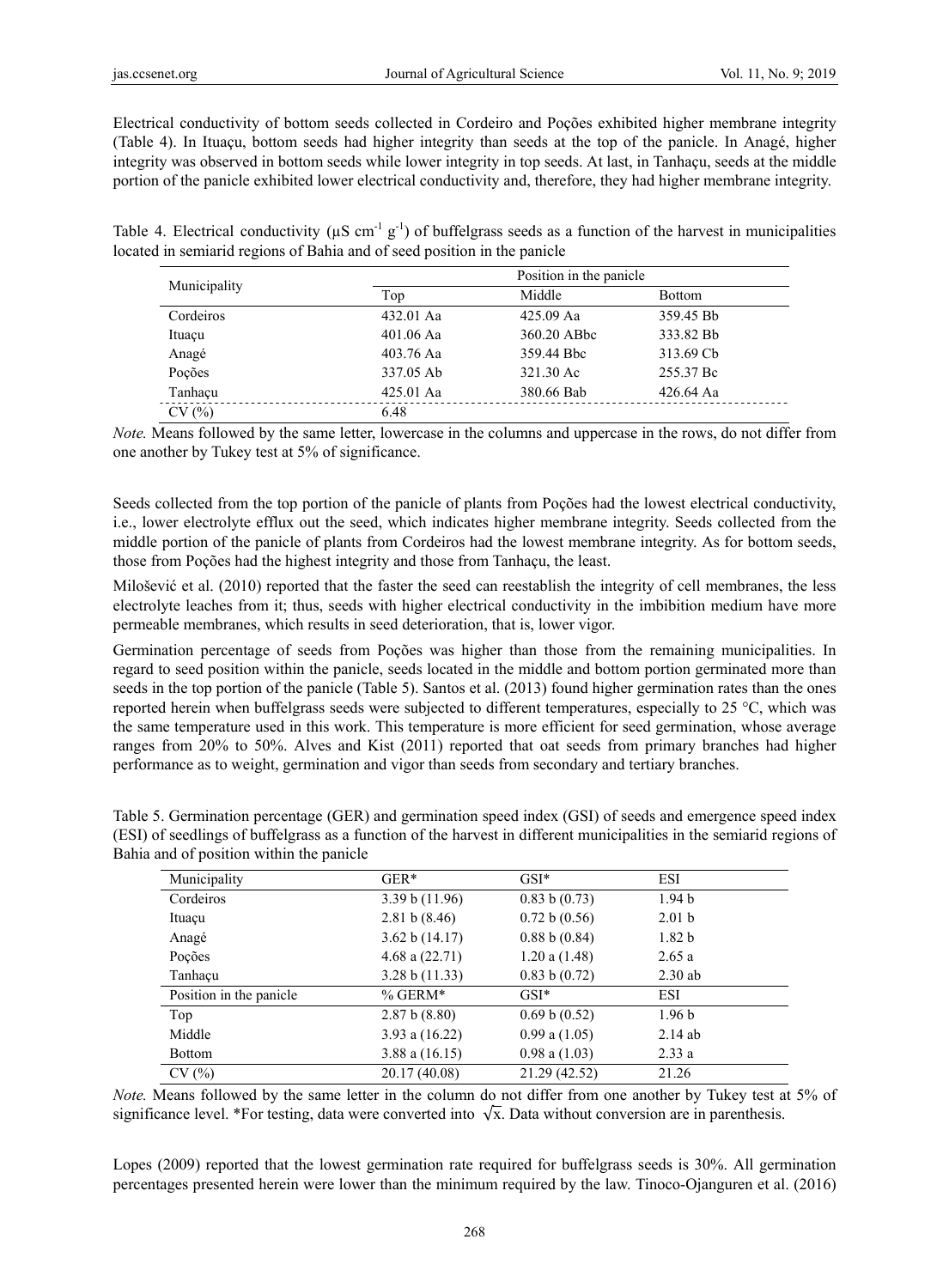Electrical conductivity of bottom seeds collected in Cordeiro and Poções exhibited higher membrane integrity (Table 4). In Ituaçu, bottom seeds had higher integrity than seeds at the top of the panicle. In Anagé, higher integrity was observed in bottom seeds while lower integrity in top seeds. At last, in Tanhaçu, seeds at the middle portion of the panicle exhibited lower electrical conductivity and, therefore, they had higher membrane integrity.

Table 4. Electrical conductivity (μS $cm^{-1}$ $g^{-1}$) of buffelgrass seeds as a function of the harvest in municipalities located in semiarid regions of Bahia and of seed position in the panicle

| Municipality | Position in the panicle | | |
|---|---|---|---|
| | Top | Middle | Bottom |
| Cordeiros | 432.01 Aa | 425.09 Aa | 359.45 Bb |
| Ituaçu | 401.06 Aa | 360.20 ABbc | 333.82 Bb |
| Anagé | 403.76 Aa | 359.44 Bbc | 313.69 Cb |
| Poções | 337.05 Ab | 321.30 Ac | 255.37 Bc |
| Tanhaçu | 425.01 Aa | 380.66 Bab | 426.64 Aa |
| CV (%) | 6.48 | | |

*Note.* Means followed by the same letter, lowercase in the columns and uppercase in the rows, do not differ from one another by Tukey test at 5% of significance.

Seeds collected from the top portion of the panicle of plants from Poções had the lowest electrical conductivity, i.e., lower electrolyte efflux out the seed, which indicates higher membrane integrity. Seeds collected from the middle portion of the panicle of plants from Cordeiros had the lowest membrane integrity. As for bottom seeds, those from Poções had the highest integrity and those from Tanhaçu, the least.

Milošević et al. (2010) reported that the faster the seed can reestablish the integrity of cell membranes, the less electrolyte leaches from it; thus, seeds with higher electrical conductivity in the imbibition medium have more permeable membranes, which results in seed deterioration, that is, lower vigor.

Germination percentage of seeds from Poções was higher than those from the remaining municipalities. In regard to seed position within the panicle, seeds located in the middle and bottom portion germinated more than seeds in the top portion of the panicle (Table 5). Santos et al. (2013) found higher germination rates than the ones reported herein when buffelgrass seeds were subjected to different temperatures, especially to 25 °C, which was the same temperature used in this work. This temperature is more efficient for seed germination, whose average ranges from 20% to 50%. Alves and Kist (2011) reported that oat seeds from primary branches had higher performance as to weight, germination and vigor than seeds from secondary and tertiary branches.

Table 5. Germination percentage (GER) and germination speed index (GSI) of seeds and emergence speed index (ESI) of seedlings of buffelgrass as a function of the harvest in different municipalities in the semiarid regions of Bahia and of position within the panicle

| Municipality | GER* | GSI* | ESI |
|---|---|---|---|
| Cordeiros | 3.39 b (11.96) | 0.83 b (0.73) | 1.94 b |
| Ituaçu | 2.81 b (8.46) | 0.72 b (0.56) | 2.01 b |
| Anagé | 3.62 b (14.17) | 0.88 b (0.84) | 1.82 b |
| Poções | 4.68 a (22.71) | 1.20 a (1.48) | 2.65 a |
| Tanhaçu | 3.28 b (11.33) | 0.83 b (0.72) | 2.30 ab |
| Position in the panicle | % GERM* | GSI* | ESI |
| Top | 2.87 b (8.80) | 0.69 b (0.52) | 1.96 b |
| Middle | 3.93 a (16.22) | 0.99 a (1.05) | 2.14 ab |
| Bottom | 3.88 a (16.15) | 0.98 a (1.03) | 2.33 a |
| CV (%) | 20.17 (40.08) | 21.29 (42.52) | 21.26 |

*Note.* Means followed by the same letter in the column do not differ from one another by Tukey test at 5% of significance level. *For testing, data were converted into $\sqrt{x}$. Data without conversion are in parenthesis.

Lopes (2009) reported that the lowest germination rate required for buffelgrass seeds is 30%. All germination percentages presented herein were lower than the minimum required by the law. Tinoco-Ojanguren et al. (2016)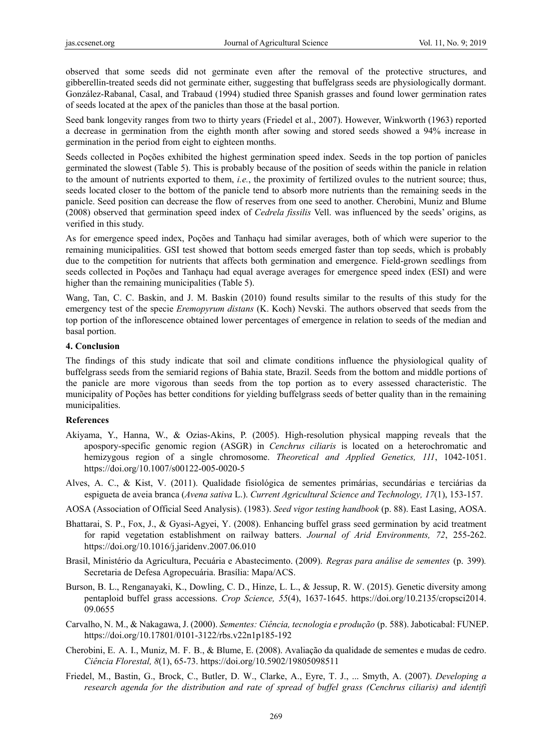observed that some seeds did not germinate even after the removal of the protective structures, and gibberellin-treated seeds did not germinate either, suggesting that buffelgrass seeds are physiologically dormant. González-Rabanal, Casal, and Trabaud (1994) studied three Spanish grasses and found lower germination rates of seeds located at the apex of the panicles than those at the basal portion.

Seed bank longevity ranges from two to thirty years (Friedel et al., 2007). However, Winkworth (1963) reported a decrease in germination from the eighth month after sowing and stored seeds showed a 94% increase in germination in the period from eight to eighteen months.

Seeds collected in Poções exhibited the highest germination speed index. Seeds in the top portion of panicles germinated the slowest (Table 5). This is probably because of the position of seeds within the panicle in relation to the amount of nutrients exported to them, *i.e.*, the proximity of fertilized ovules to the nutrient source; thus, seeds located closer to the bottom of the panicle tend to absorb more nutrients than the remaining seeds in the panicle. Seed position can decrease the flow of reserves from one seed to another. Cherobini, Muniz and Blume (2008) observed that germination speed index of *Cedrela fissilis* Vell. was influenced by the seeds' origins, as verified in this study.

As for emergence speed index, Poções and Tanhaçu had similar averages, both of which were superior to the remaining municipalities. GSI test showed that bottom seeds emerged faster than top seeds, which is probably due to the competition for nutrients that affects both germination and emergence. Field-grown seedlings from seeds collected in Poções and Tanhaçu had equal average averages for emergence speed index (ESI) and were higher than the remaining municipalities (Table 5).

Wang, Tan, C. C. Baskin, and J. M. Baskin (2010) found results similar to the results of this study for the emergency test of the specie *Eremopyrum distans* (K. Koch) Nevski. The authors observed that seeds from the top portion of the inflorescence obtained lower percentages of emergence in relation to seeds of the median and basal portion.

## 4. Conclusion

The findings of this study indicate that soil and climate conditions influence the physiological quality of buffelgrass seeds from the semiarid regions of Bahia state, Brazil. Seeds from the bottom and middle portions of the panicle are more vigorous than seeds from the top portion as to every assessed characteristic. The municipality of Poções has better conditions for yielding buffelgrass seeds of better quality than in the remaining municipalities.

## References

Akiyama, Y., Hanna, W., & Ozias-Akins, P. (2005). High-resolution physical mapping reveals that the apospory-specific genomic region (ASGR) in *Cenchrus ciliaris* is located on a heterochromatic and hemizygous region of a single chromosome. *Theoretical and Applied Genetics, 111*, 1042-1051. https://doi.org/10.1007/s00122-005-0020-5

Alves, A. C., & Kist, V. (2011). Qualidade fisiológica de sementes primárias, secundárias e terciárias da espigueta de aveia branca (*Avena sativa* L.). *Current Agricultural Science and Technology, 17*(1), 153-157.

AOSA (Association of Official Seed Analysis). (1983). *Seed vigor testing handbook* (p. 88). East Lasing, AOSA.

Bhattarai, S. P., Fox, J., & Gyasi-Agyei, Y. (2008). Enhancing buffel grass seed germination by acid treatment for rapid vegetation establishment on railway batters. *Journal of Arid Environments, 72*, 255-262. https://doi.org/10.1016/j.jaridenv.2007.06.010

Brasil, Ministério da Agricultura, Pecuária e Abastecimento. (2009). *Regras para análise de sementes* (p. 399). Secretaria de Defesa Agropecuária. Brasília: Mapa/ACS.

Burson, B. L., Renganayaki, K., Dowling, C. D., Hinze, L. L., & Jessup, R. W. (2015). Genetic diversity among pentaploid buffel grass accessions. *Crop Science, 55*(4), 1637-1645. https://doi.org/10.2135/cropsci2014.09.0655

Carvalho, N. M., & Nakagawa, J. (2000). *Sementes: Ciência, tecnologia e produção* (p. 588). Jaboticabal: FUNEP. https://doi.org/10.17801/0101-3122/rbs.v22n1p185-192

Cherobini, E. A. I., Muniz, M. F. B., & Blume, E. (2008). Avaliação da qualidade de sementes e mudas de cedro. *Ciência Florestal, 8*(1), 65-73. https://doi.org/10.5902/19805098511

Friedel, M., Bastin, G., Brock, C., Butler, D. W., Clarke, A., Eyre, T. J., ... Smyth, A. (2007). *Developing a research agenda for the distribution and rate of spread of buffel grass (Cenchrus ciliaris) and identifi*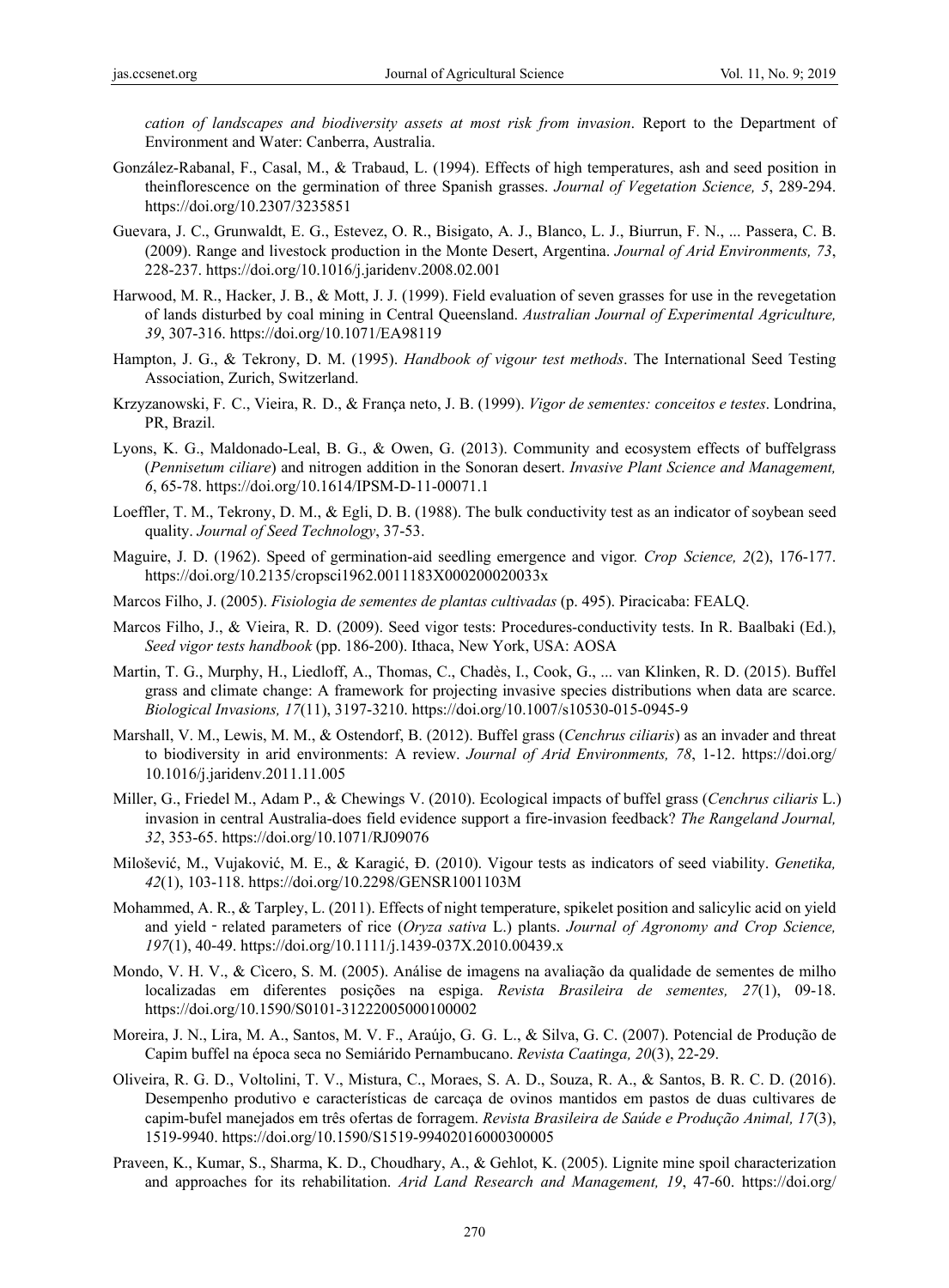*cation of landscapes and biodiversity assets at most risk from invasion*. Report to the Department of Environment and Water: Canberra, Australia.

González-Rabanal, F., Casal, M., & Trabaud, L. (1994). Effects of high temperatures, ash and seed position in theinflorescence on the germination of three Spanish grasses. *Journal of Vegetation Science, 5*, 289-294. https://doi.org/10.2307/3235851

Guevara, J. C., Grunwaldt, E. G., Estevez, O. R., Bisigato, A. J., Blanco, L. J., Biurrun, F. N., ... Passera, C. B. (2009). Range and livestock production in the Monte Desert, Argentina. *Journal of Arid Environments, 73*, 228-237. https://doi.org/10.1016/j.jaridenv.2008.02.001

Harwood, M. R., Hacker, J. B., & Mott, J. J. (1999). Field evaluation of seven grasses for use in the revegetation of lands disturbed by coal mining in Central Queensland. *Australian Journal of Experimental Agriculture, 39*, 307-316. https://doi.org/10.1071/EA98119

Hampton, J. G., & Tekrony, D. M. (1995). *Handbook of vigour test methods*. The International Seed Testing Association, Zurich, Switzerland.

Krzyzanowski, F. C., Vieira, R. D., & França neto, J. B. (1999). *Vigor de sementes: conceitos e testes*. Londrina, PR, Brazil.

Lyons, K. G., Maldonado-Leal, B. G., & Owen, G. (2013). Community and ecosystem effects of buffelgrass (*Pennisetum ciliare*) and nitrogen addition in the Sonoran desert. *Invasive Plant Science and Management, 6*, 65-78. https://doi.org/10.1614/IPSM-D-11-00071.1

Loeffler, T. M., Tekrony, D. M., & Egli, D. B. (1988). The bulk conductivity test as an indicator of soybean seed quality. *Journal of Seed Technology*, 37-53.

Maguire, J. D. (1962). Speed of germination-aid seedling emergence and vigor. *Crop Science, 2*(2), 176-177. https://doi.org/10.2135/cropsci1962.0011183X000200020033x

Marcos Filho, J. (2005). *Fisiologia de sementes de plantas cultivadas* (p. 495). Piracicaba: FEALQ.

Marcos Filho, J., & Vieira, R. D. (2009). Seed vigor tests: Procedures-conductivity tests. In R. Baalbaki (Ed.), *Seed vigor tests handbook* (pp. 186-200). Ithaca, New York, USA: AOSA

Martin, T. G., Murphy, H., Liedloff, A., Thomas, C., Chadès, I., Cook, G., ... van Klinken, R. D. (2015). Buffel grass and climate change: A framework for projecting invasive species distributions when data are scarce. *Biological Invasions, 17*(11), 3197-3210. https://doi.org/10.1007/s10530-015-0945-9

Marshall, V. M., Lewis, M. M., & Ostendorf, B. (2012). Buffel grass (*Cenchrus ciliaris*) as an invader and threat to biodiversity in arid environments: A review. *Journal of Arid Environments, 78*, 1-12. https://doi.org/10.1016/j.jaridenv.2011.11.005

Miller, G., Friedel M., Adam P., & Chewings V. (2010). Ecological impacts of buffel grass (*Cenchrus ciliaris* L.) invasion in central Australia-does field evidence support a fire-invasion feedback? *The Rangeland Journal, 32*, 353-65. https://doi.org/10.1071/RJ09076

Milošević, M., Vujaković, M. E., & Karagić, Đ. (2010). Vigour tests as indicators of seed viability. *Genetika, 42*(1), 103-118. https://doi.org/10.2298/GENSR1001103M

Mohammed, A. R., & Tarpley, L. (2011). Effects of night temperature, spikelet position and salicylic acid on yield and yield - related parameters of rice (*Oryza sativa* L.) plants. *Journal of Agronomy and Crop Science, 197*(1), 40-49. https://doi.org/10.1111/j.1439-037X.2010.00439.x

Mondo, V. H. V., & Cicero, S. M. (2005). Análise de imagens na avaliação da qualidade de sementes de milho localizadas em diferentes posições na espiga. *Revista Brasileira de sementes, 27*(1), 09-18. https://doi.org/10.1590/S0101-31222005000100002

Moreira, J. N., Lira, M. A., Santos, M. V. F., Araújo, G. G. L., & Silva, G. C. (2007). Potencial de Produção de Capim buffel na época seca no Semiárido Pernambucano. *Revista Caatinga, 20*(3), 22-29.

Oliveira, R. G. D., Voltolini, T. V., Mistura, C., Moraes, S. A. D., Souza, R. A., & Santos, B. R. C. D. (2016). Desempenho produtivo e características de carcaça de ovinos mantidos em pastos de duas cultivares de capim-bufel manejados em três ofertas de forragem. *Revista Brasileira de Saúde e Produção Animal, 17*(3), 1519-9940. https://doi.org/10.1590/S1519-99402016000300005

Praveen, K., Kumar, S., Sharma, K. D., Choudhary, A., & Gehlot, K. (2005). Lignite mine spoil characterization and approaches for its rehabilitation. *Arid Land Research and Management, 19*, 47-60. https://doi.org/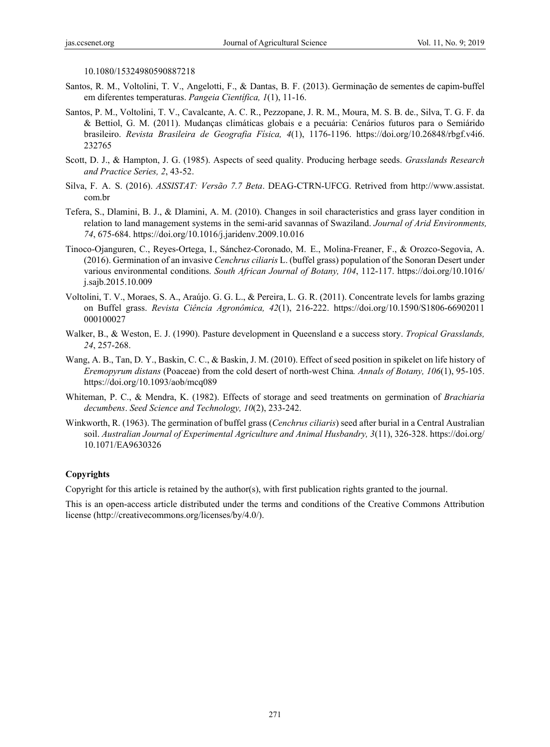10.1080/15324980590887218

Santos, R. M., Voltolini, T. V., Angelotti, F., & Dantas, B. F. (2013). Germinação de sementes de capim-buffel em diferentes temperaturas. *Pangeia Científica, 1*(1), 11-16.

Santos, P. M., Voltolini, T. V., Cavalcante, A. C. R., Pezzopane, J. R. M., Moura, M. S. B. de., Silva, T. G. F. da & Bettiol, G. M. (2011). Mudanças climáticas globais e a pecuária: Cenários futuros para o Semiárido brasileiro. *Revista Brasileira de Geografia Física, 4*(1), 1176-1196. https://doi.org/10.26848/rbgf.v4i6.232765

Scott, D. J., & Hampton, J. G. (1985). Aspects of seed quality. Producing herbage seeds. *Grasslands Research and Practice Series, 2*, 43-52.

Silva, F. A. S. (2016). *ASSISTAT: Versão 7.7 Beta*. DEAG-CTRN-UFCG. Retrived from http://www.assistat.com.br

Tefera, S., Dlamini, B. J., & Dlamini, A. M. (2010). Changes in soil characteristics and grass layer condition in relation to land management systems in the semi-arid savannas of Swaziland. *Journal of Arid Environments, 74*, 675-684. https://doi.org/10.1016/j.jaridenv.2009.10.016

Tinoco-Ojanguren, C., Reyes-Ortega, I., Sánchez-Coronado, M. E., Molina-Freaner, F., & Orozco-Segovia, A. (2016). Germination of an invasive *Cenchrus ciliaris* L. (buffel grass) population of the Sonoran Desert under various environmental conditions. *South African Journal of Botany, 104*, 112-117. https://doi.org/10.1016/j.sajb.2015.10.009

Voltolini, T. V., Moraes, S. A., Araújo. G. G. L., & Pereira, L. G. R. (2011). Concentrate levels for lambs grazing on Buffel grass. *Revista Ciência Agronômica, 42*(1), 216-222. https://doi.org/10.1590/S1806-66902011000100027

Walker, B., & Weston, E. J. (1990). Pasture development in Queensland e a success story. *Tropical Grasslands, 24*, 257-268.

Wang, A. B., Tan, D. Y., Baskin, C. C., & Baskin, J. M. (2010). Effect of seed position in spikelet on life history of *Eremopyrum distans* (Poaceae) from the cold desert of north-west China. *Annals of Botany, 106*(1), 95-105. https://doi.org/10.1093/aob/mcq089

Whiteman, P. C., & Mendra, K. (1982). Effects of storage and seed treatments on germination of *Brachiaria decumbens*. *Seed Science and Technology, 10*(2), 233-242.

Winkworth, R. (1963). The germination of buffel grass (*Cenchrus ciliaris*) seed after burial in a Central Australian soil. *Australian Journal of Experimental Agriculture and Animal Husbandry, 3*(11), 326-328. https://doi.org/10.1071/EA9630326

## Copyrights

Copyright for this article is retained by the author(s), with first publication rights granted to the journal.

This is an open-access article distributed under the terms and conditions of the Creative Commons Attribution license (http://creativecommons.org/licenses/by/4.0/).